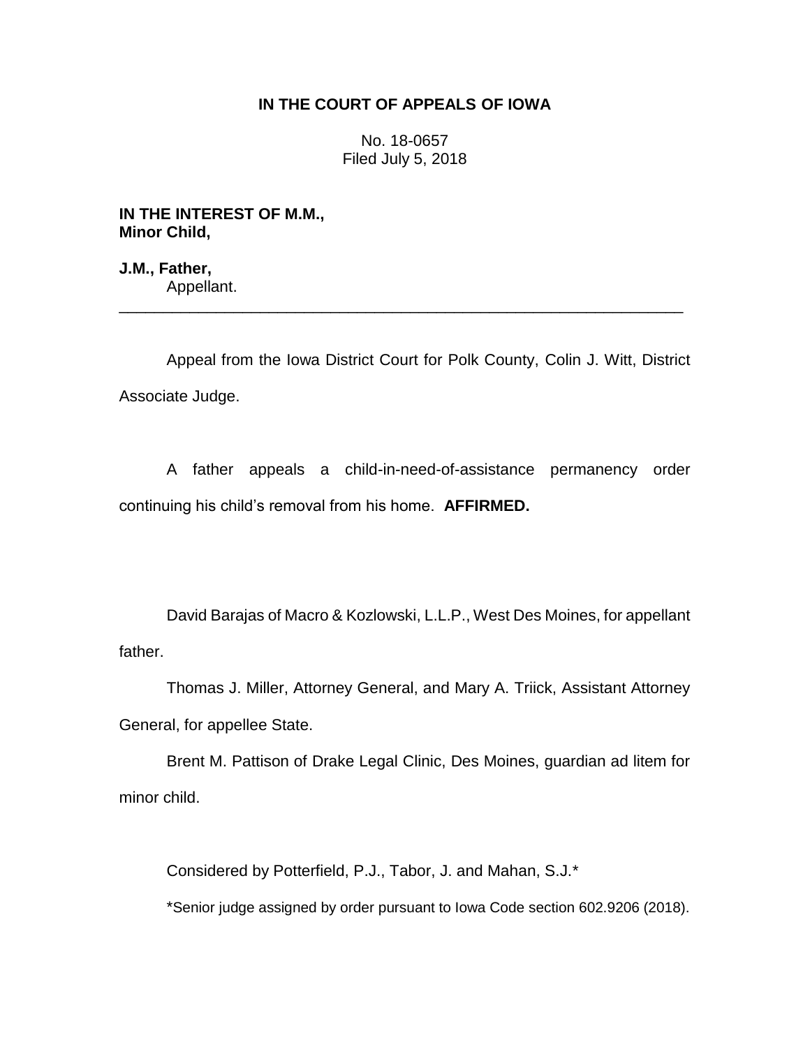**IN THE COURT OF APPEALS OF IOWA**

No. 18-0657
Filed July 5, 2018

**IN THE INTEREST OF M.M.,**
**Minor Child,**

**J.M., Father,**
Appellant.

________________________________________________________________

Appeal from the Iowa District Court for Polk County, Colin J. Witt, District Associate Judge.

A father appeals a child-in-need-of-assistance permanency order continuing his child's removal from his home. **AFFIRMED.**

David Barajas of Macro & Kozlowski, L.L.P., West Des Moines, for appellant father.

Thomas J. Miller, Attorney General, and Mary A. Triick, Assistant Attorney General, for appellee State.

Brent M. Pattison of Drake Legal Clinic, Des Moines, guardian ad litem for minor child.

Considered by Potterfield, P.J., Tabor, J. and Mahan, S.J.*

*Senior judge assigned by order pursuant to Iowa Code section 602.9206 (2018).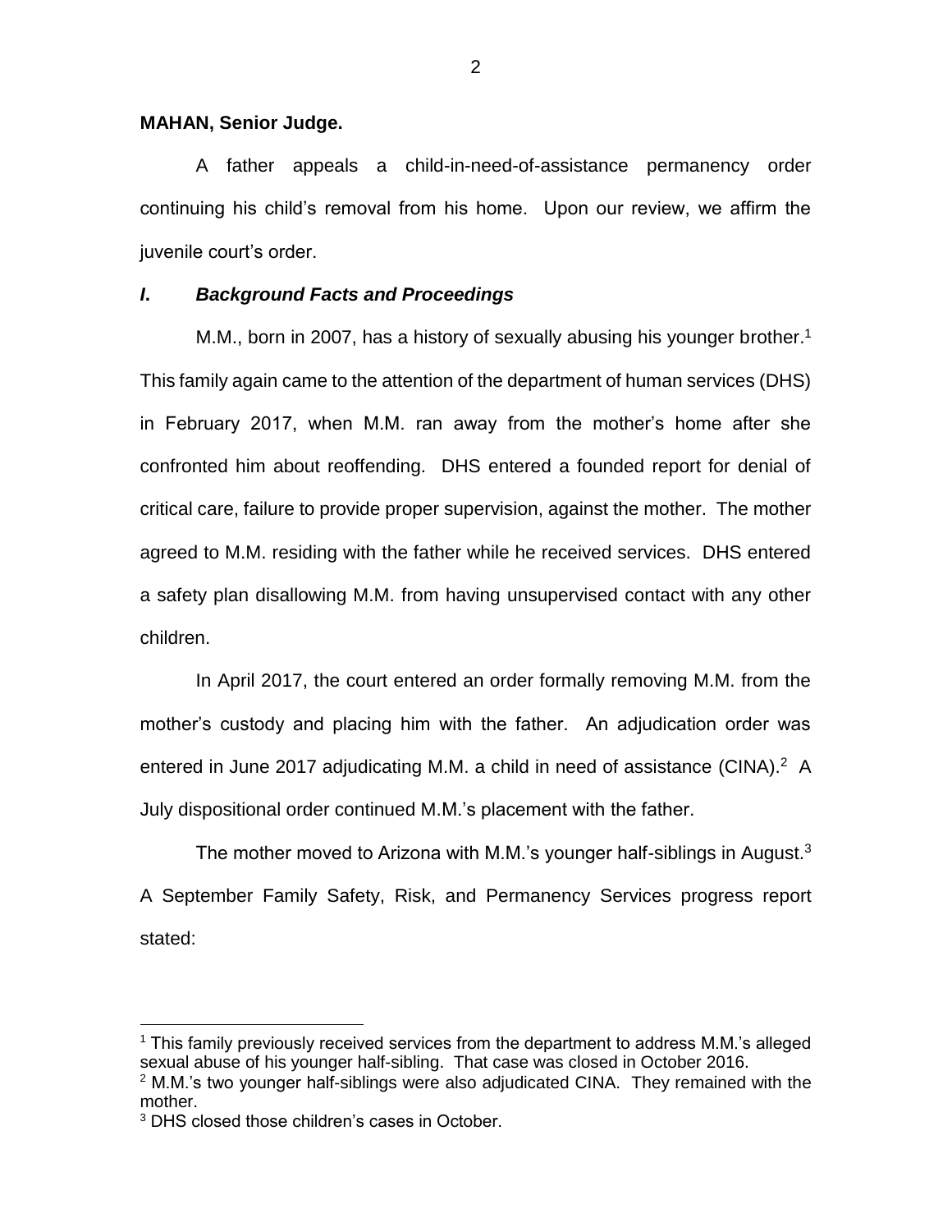**MAHAN, Senior Judge.**

A father appeals a child-in-need-of-assistance permanency order continuing his child's removal from his home. Upon our review, we affirm the juvenile court's order.

## *I. Background Facts and Proceedings*

M.M., born in 2007, has a history of sexually abusing his younger brother.[1] This family again came to the attention of the department of human services (DHS) in February 2017, when M.M. ran away from the mother's home after she confronted him about reoffending. DHS entered a founded report for denial of critical care, failure to provide proper supervision, against the mother. The mother agreed to M.M. residing with the father while he received services. DHS entered a safety plan disallowing M.M. from having unsupervised contact with any other children.

In April 2017, the court entered an order formally removing M.M. from the mother's custody and placing him with the father. An adjudication order was entered in June 2017 adjudicating M.M. a child in need of assistance (CINA).[2] A July dispositional order continued M.M.'s placement with the father.

The mother moved to Arizona with M.M.'s younger half-siblings in August.[3] A September Family Safety, Risk, and Permanency Services progress report stated:

---

[1] This family previously received services from the department to address M.M.'s alleged sexual abuse of his younger half-sibling. That case was closed in October 2016.

[2] M.M.'s two younger half-siblings were also adjudicated CINA. They remained with the mother.

[3] DHS closed those children's cases in October.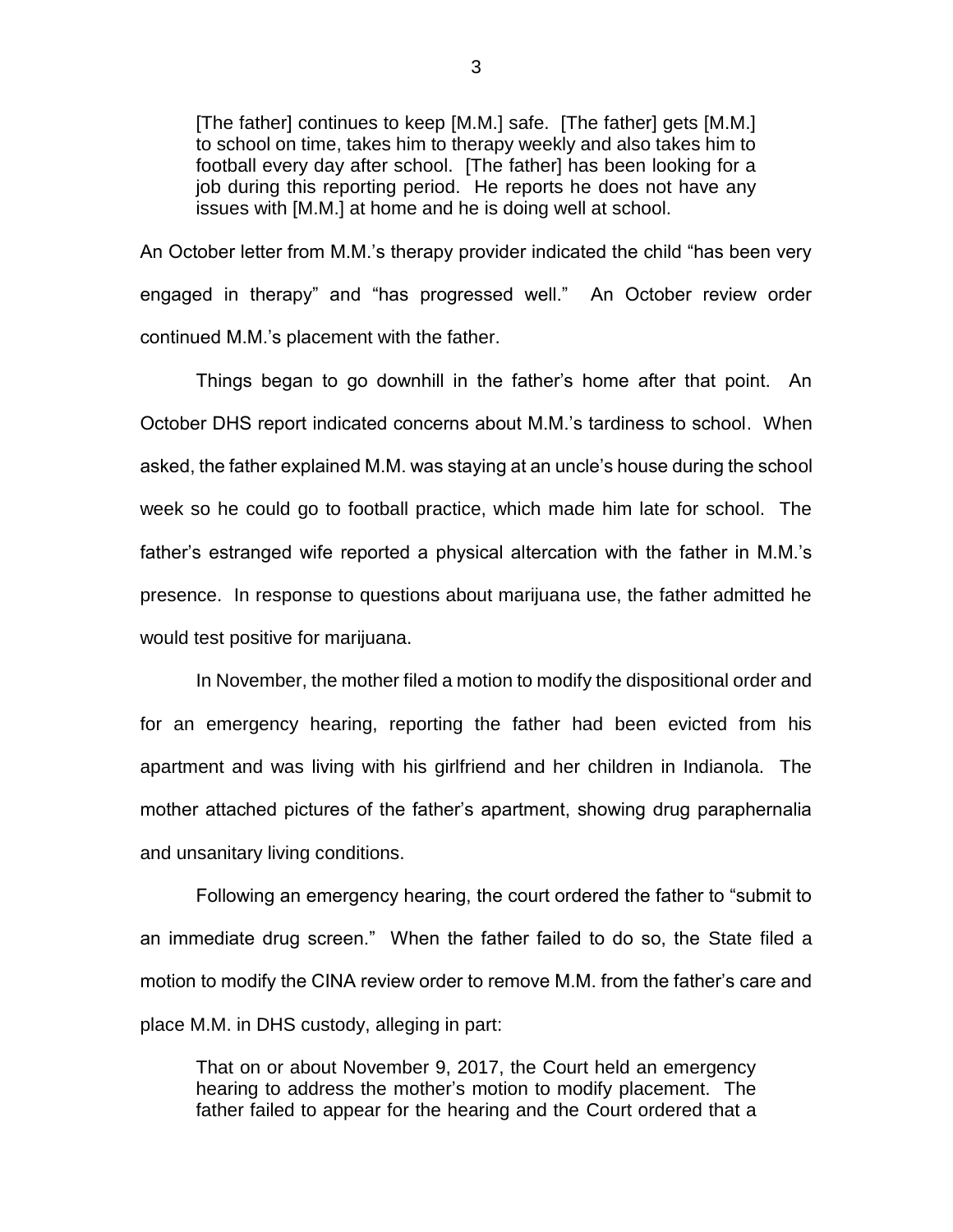> [The father] continues to keep [M.M.] safe. [The father] gets [M.M.] to school on time, takes him to therapy weekly and also takes him to football every day after school. [The father] has been looking for a job during this reporting period. He reports he does not have any issues with [M.M.] at home and he is doing well at school.

An October letter from M.M.'s therapy provider indicated the child "has been very engaged in therapy" and "has progressed well." An October review order continued M.M.'s placement with the father.

Things began to go downhill in the father's home after that point. An October DHS report indicated concerns about M.M.'s tardiness to school. When asked, the father explained M.M. was staying at an uncle's house during the school week so he could go to football practice, which made him late for school. The father's estranged wife reported a physical altercation with the father in M.M.'s presence. In response to questions about marijuana use, the father admitted he would test positive for marijuana.

In November, the mother filed a motion to modify the dispositional order and for an emergency hearing, reporting the father had been evicted from his apartment and was living with his girlfriend and her children in Indianola. The mother attached pictures of the father's apartment, showing drug paraphernalia and unsanitary living conditions.

Following an emergency hearing, the court ordered the father to "submit to an immediate drug screen." When the father failed to do so, the State filed a motion to modify the CINA review order to remove M.M. from the father's care and place M.M. in DHS custody, alleging in part:

> That on or about November 9, 2017, the Court held an emergency hearing to address the mother's motion to modify placement. The father failed to appear for the hearing and the Court ordered that a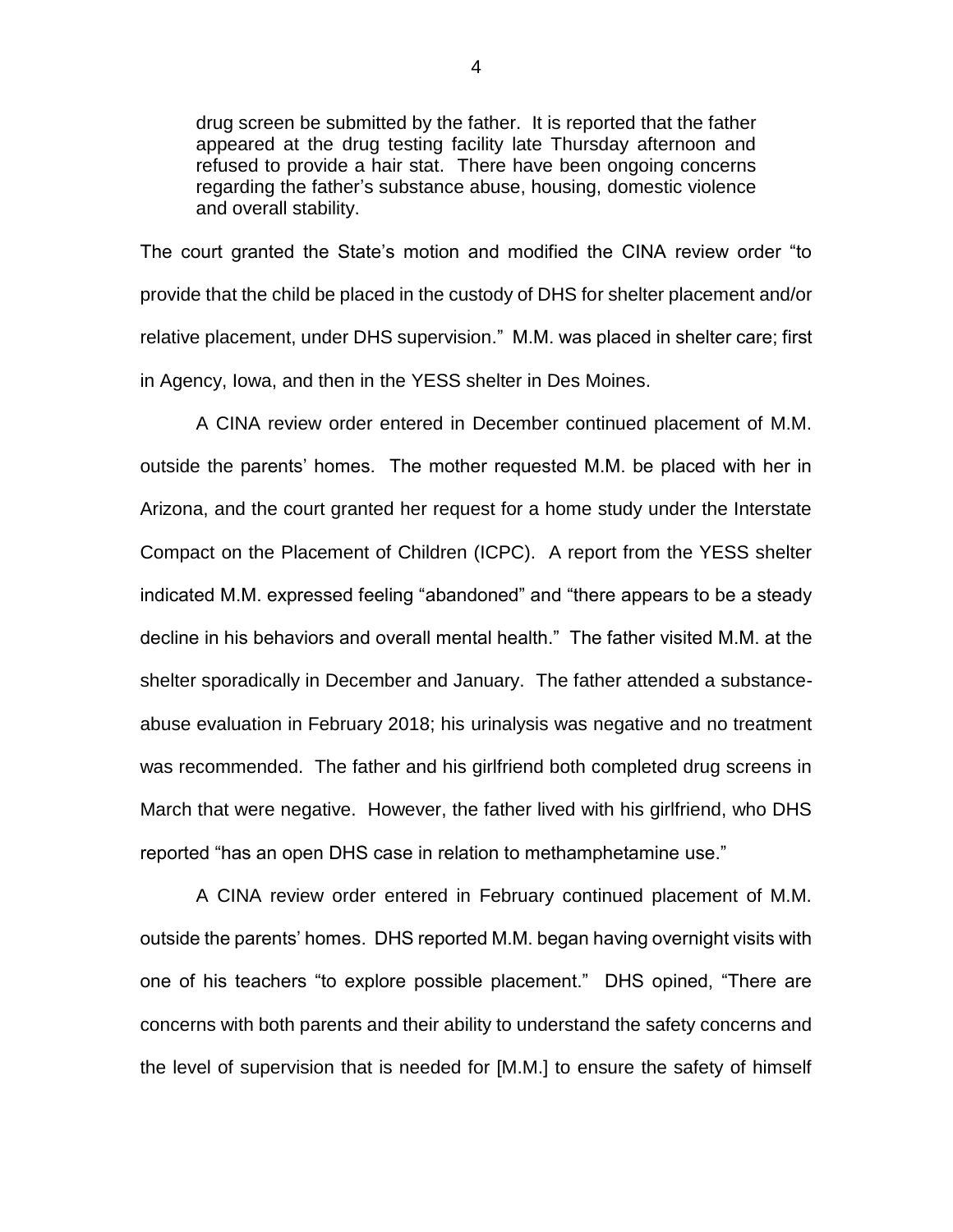> drug screen be submitted by the father. It is reported that the father appeared at the drug testing facility late Thursday afternoon and refused to provide a hair stat. There have been ongoing concerns regarding the father's substance abuse, housing, domestic violence and overall stability.

The court granted the State's motion and modified the CINA review order "to provide that the child be placed in the custody of DHS for shelter placement and/or relative placement, under DHS supervision." M.M. was placed in shelter care; first in Agency, Iowa, and then in the YESS shelter in Des Moines.

A CINA review order entered in December continued placement of M.M. outside the parents' homes. The mother requested M.M. be placed with her in Arizona, and the court granted her request for a home study under the Interstate Compact on the Placement of Children (ICPC). A report from the YESS shelter indicated M.M. expressed feeling "abandoned" and "there appears to be a steady decline in his behaviors and overall mental health." The father visited M.M. at the shelter sporadically in December and January. The father attended a substance-abuse evaluation in February 2018; his urinalysis was negative and no treatment was recommended. The father and his girlfriend both completed drug screens in March that were negative. However, the father lived with his girlfriend, who DHS reported "has an open DHS case in relation to methamphetamine use."

A CINA review order entered in February continued placement of M.M. outside the parents' homes. DHS reported M.M. began having overnight visits with one of his teachers "to explore possible placement." DHS opined, "There are concerns with both parents and their ability to understand the safety concerns and the level of supervision that is needed for [M.M.] to ensure the safety of himself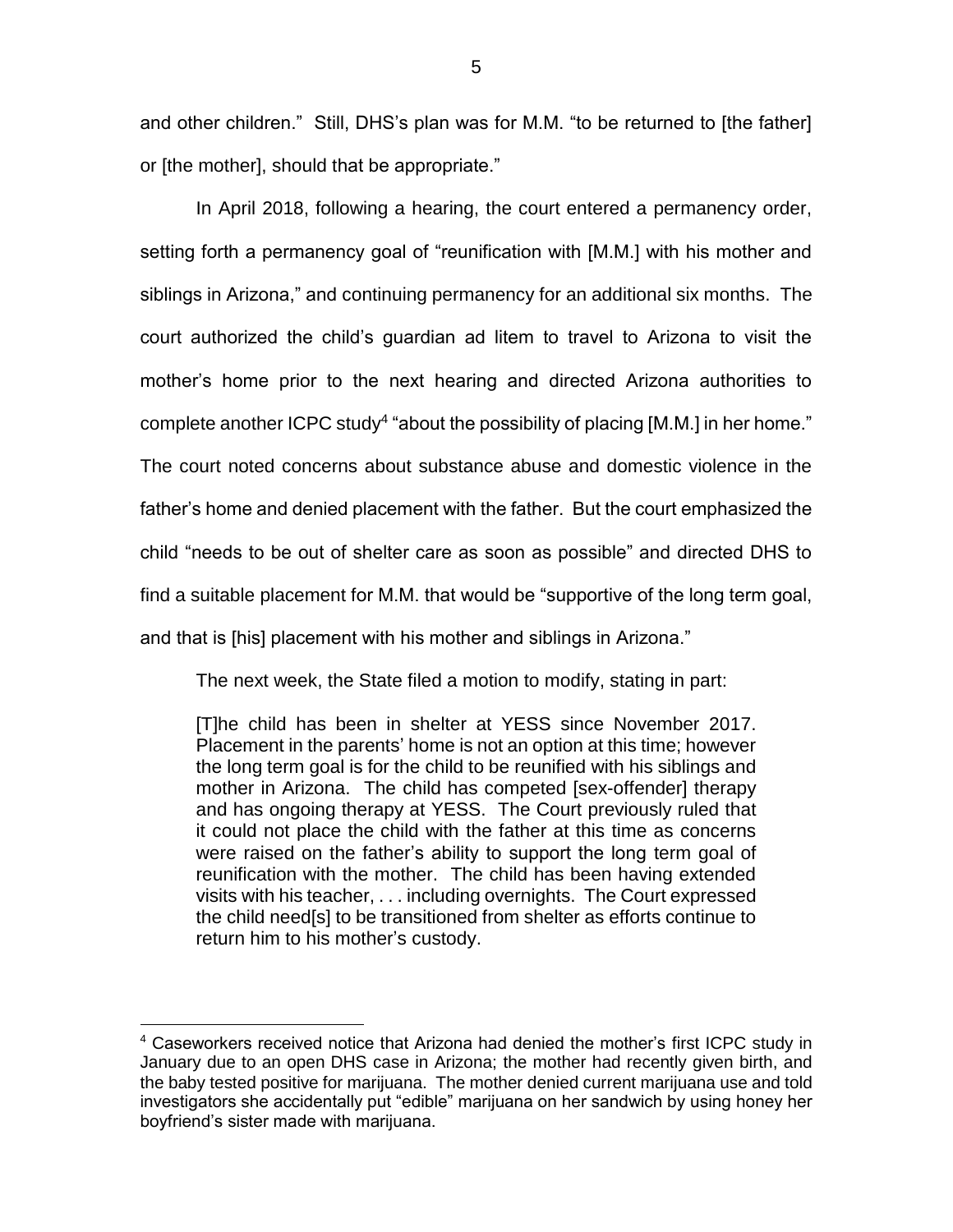and other children." Still, DHS's plan was for M.M. "to be returned to [the father] or [the mother], should that be appropriate."

In April 2018, following a hearing, the court entered a permanency order, setting forth a permanency goal of "reunification with [M.M.] with his mother and siblings in Arizona," and continuing permanency for an additional six months. The court authorized the child's guardian ad litem to travel to Arizona to visit the mother's home prior to the next hearing and directed Arizona authorities to complete another ICPC study[4] "about the possibility of placing [M.M.] in her home." The court noted concerns about substance abuse and domestic violence in the father's home and denied placement with the father. But the court emphasized the child "needs to be out of shelter care as soon as possible" and directed DHS to find a suitable placement for M.M. that would be "supportive of the long term goal, and that is [his] placement with his mother and siblings in Arizona."

The next week, the State filed a motion to modify, stating in part:

> [T]he child has been in shelter at YESS since November 2017. Placement in the parents' home is not an option at this time; however the long term goal is for the child to be reunified with his siblings and mother in Arizona. The child has competed [sex-offender] therapy and has ongoing therapy at YESS. The Court previously ruled that it could not place the child with the father at this time as concerns were raised on the father's ability to support the long term goal of reunification with the mother. The child has been having extended visits with his teacher, . . . including overnights. The Court expressed the child need[s] to be transitioned from shelter as efforts continue to return him to his mother's custody.

[4] Caseworkers received notice that Arizona had denied the mother's first ICPC study in January due to an open DHS case in Arizona; the mother had recently given birth, and the baby tested positive for marijuana. The mother denied current marijuana use and told investigators she accidentally put "edible" marijuana on her sandwich by using honey her boyfriend's sister made with marijuana.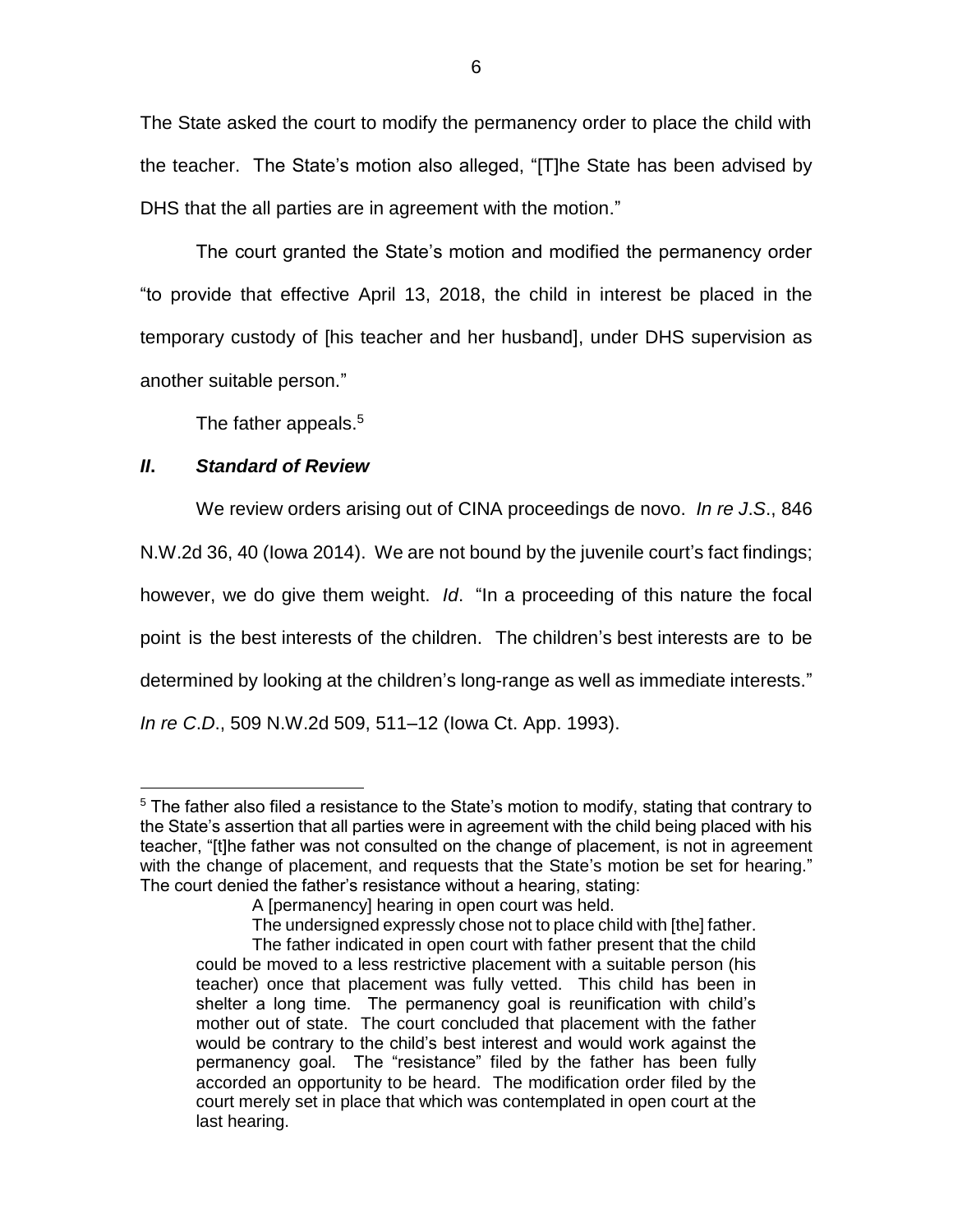The State asked the court to modify the permanency order to place the child with the teacher. The State's motion also alleged, "[T]he State has been advised by DHS that the all parties are in agreement with the motion."

The court granted the State's motion and modified the permanency order "to provide that effective April 13, 2018, the child in interest be placed in the temporary custody of [his teacher and her husband], under DHS supervision as another suitable person."

The father appeals.[5]

## *II. Standard of Review*

We review orders arising out of CINA proceedings de novo. *In re J.S.*, 846 N.W.2d 36, 40 (Iowa 2014). We are not bound by the juvenile court's fact findings; however, we do give them weight. *Id*. "In a proceeding of this nature the focal point is the best interests of the children. The children's best interests are to be determined by looking at the children's long-range as well as immediate interests." *In re C.D.*, 509 N.W.2d 509, 511–12 (Iowa Ct. App. 1993).

---

[5] The father also filed a resistance to the State's motion to modify, stating that contrary to the State's assertion that all parties were in agreement with the child being placed with his teacher, "[t]he father was not consulted on the change of placement, is not in agreement with the change of placement, and requests that the State's motion be set for hearing." The court denied the father's resistance without a hearing, stating:

> A [permanency] hearing in open court was held.
>
> The undersigned expressly chose not to place child with [the] father.
>
> The father indicated in open court with father present that the child could be moved to a less restrictive placement with a suitable person (his teacher) once that placement was fully vetted. This child has been in shelter a long time. The permanency goal is reunification with child's mother out of state. The court concluded that placement with the father would be contrary to the child's best interest and would work against the permanency goal. The "resistance" filed by the father has been fully accorded an opportunity to be heard. The modification order filed by the court merely set in place that which was contemplated in open court at the last hearing.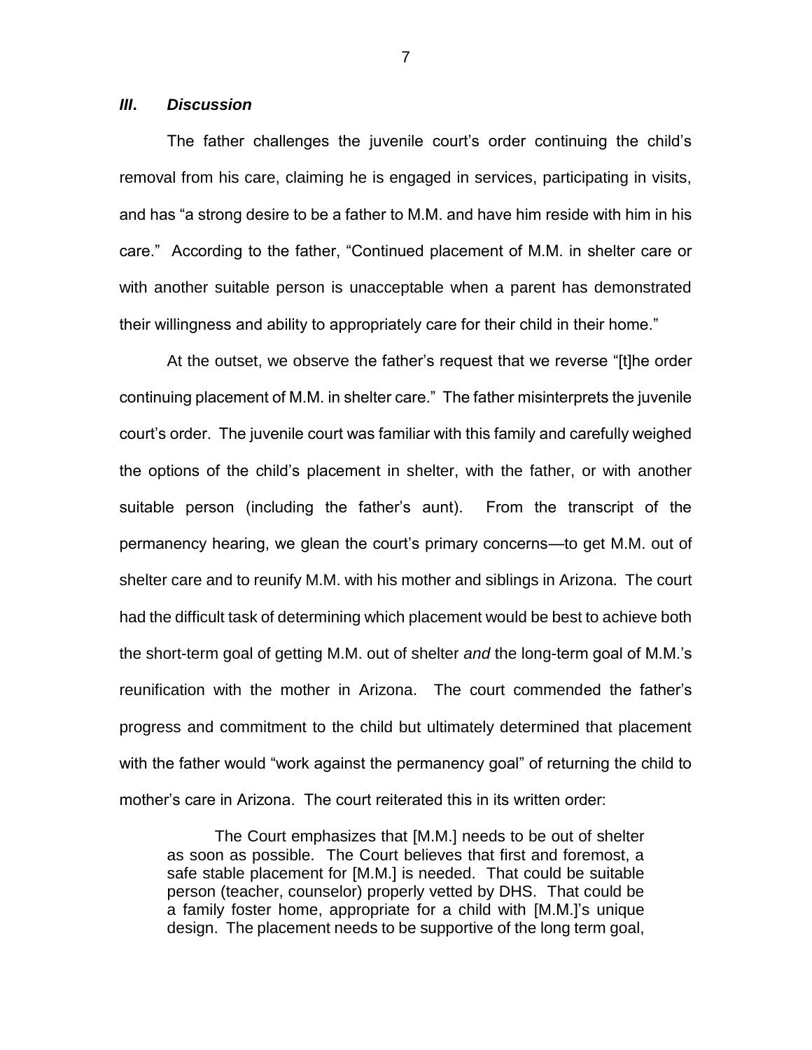### ***III. Discussion***

The father challenges the juvenile court's order continuing the child's removal from his care, claiming he is engaged in services, participating in visits, and has "a strong desire to be a father to M.M. and have him reside with him in his care." According to the father, "Continued placement of M.M. in shelter care or with another suitable person is unacceptable when a parent has demonstrated their willingness and ability to appropriately care for their child in their home."

At the outset, we observe the father's request that we reverse "[t]he order continuing placement of M.M. in shelter care." The father misinterprets the juvenile court's order. The juvenile court was familiar with this family and carefully weighed the options of the child's placement in shelter, with the father, or with another suitable person (including the father's aunt). From the transcript of the permanency hearing, we glean the court's primary concerns—to get M.M. out of shelter care and to reunify M.M. with his mother and siblings in Arizona. The court had the difficult task of determining which placement would be best to achieve both the short-term goal of getting M.M. out of shelter *and* the long-term goal of M.M.'s reunification with the mother in Arizona. The court commended the father's progress and commitment to the child but ultimately determined that placement with the father would "work against the permanency goal" of returning the child to mother's care in Arizona. The court reiterated this in its written order:

> The Court emphasizes that [M.M.] needs to be out of shelter as soon as possible. The Court believes that first and foremost, a safe stable placement for [M.M.] is needed. That could be suitable person (teacher, counselor) properly vetted by DHS. That could be a family foster home, appropriate for a child with [M.M.]'s unique design. The placement needs to be supportive of the long term goal,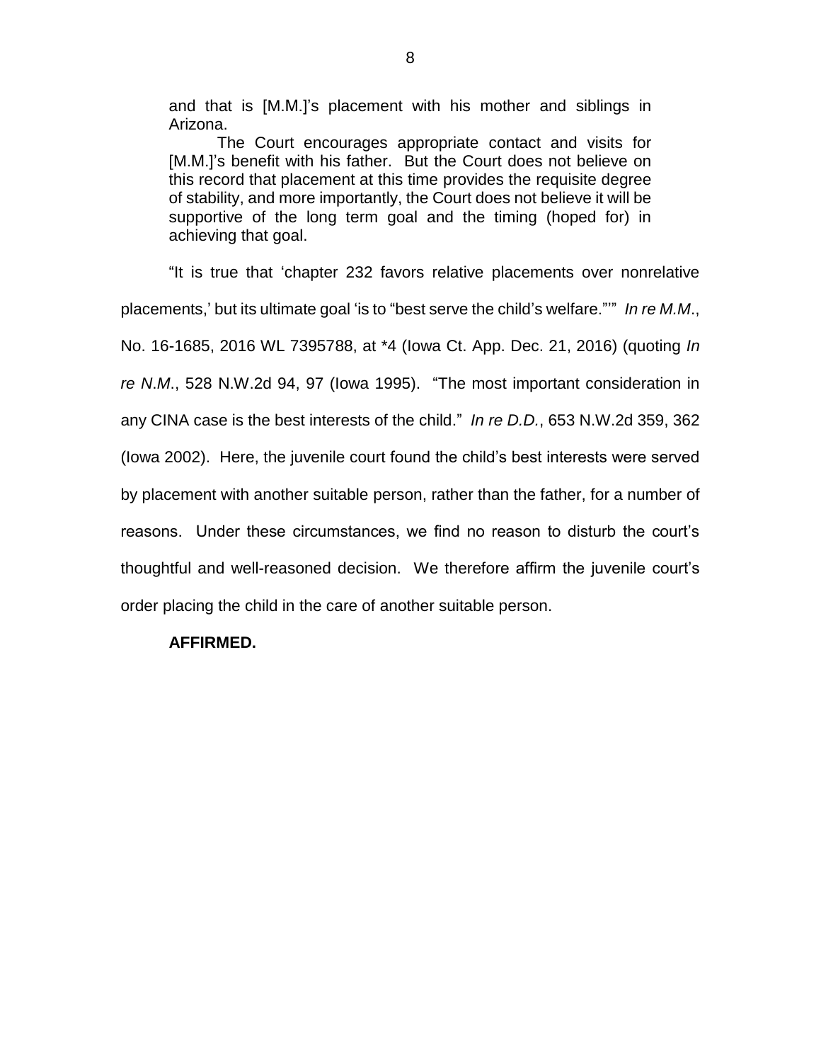> and that is [M.M.]'s placement with his mother and siblings in Arizona.
>
> The Court encourages appropriate contact and visits for [M.M.]'s benefit with his father. But the Court does not believe on this record that placement at this time provides the requisite degree of stability, and more importantly, the Court does not believe it will be supportive of the long term goal and the timing (hoped for) in achieving that goal.

"It is true that 'chapter 232 favors relative placements over nonrelative placements,' but its ultimate goal 'is to "best serve the child's welfare."'" *In re M.M.*, No. 16-1685, 2016 WL 7395788, at *4 (Iowa Ct. App. Dec. 21, 2016) (quoting *In re N.M.*, 528 N.W.2d 94, 97 (Iowa 1995). "The most important consideration in any CINA case is the best interests of the child." *In re D.D.*, 653 N.W.2d 359, 362 (Iowa 2002). Here, the juvenile court found the child's best interests were served by placement with another suitable person, rather than the father, for a number of reasons. Under these circumstances, we find no reason to disturb the court's thoughtful and well-reasoned decision. We therefore affirm the juvenile court's order placing the child in the care of another suitable person.

**AFFIRMED.**